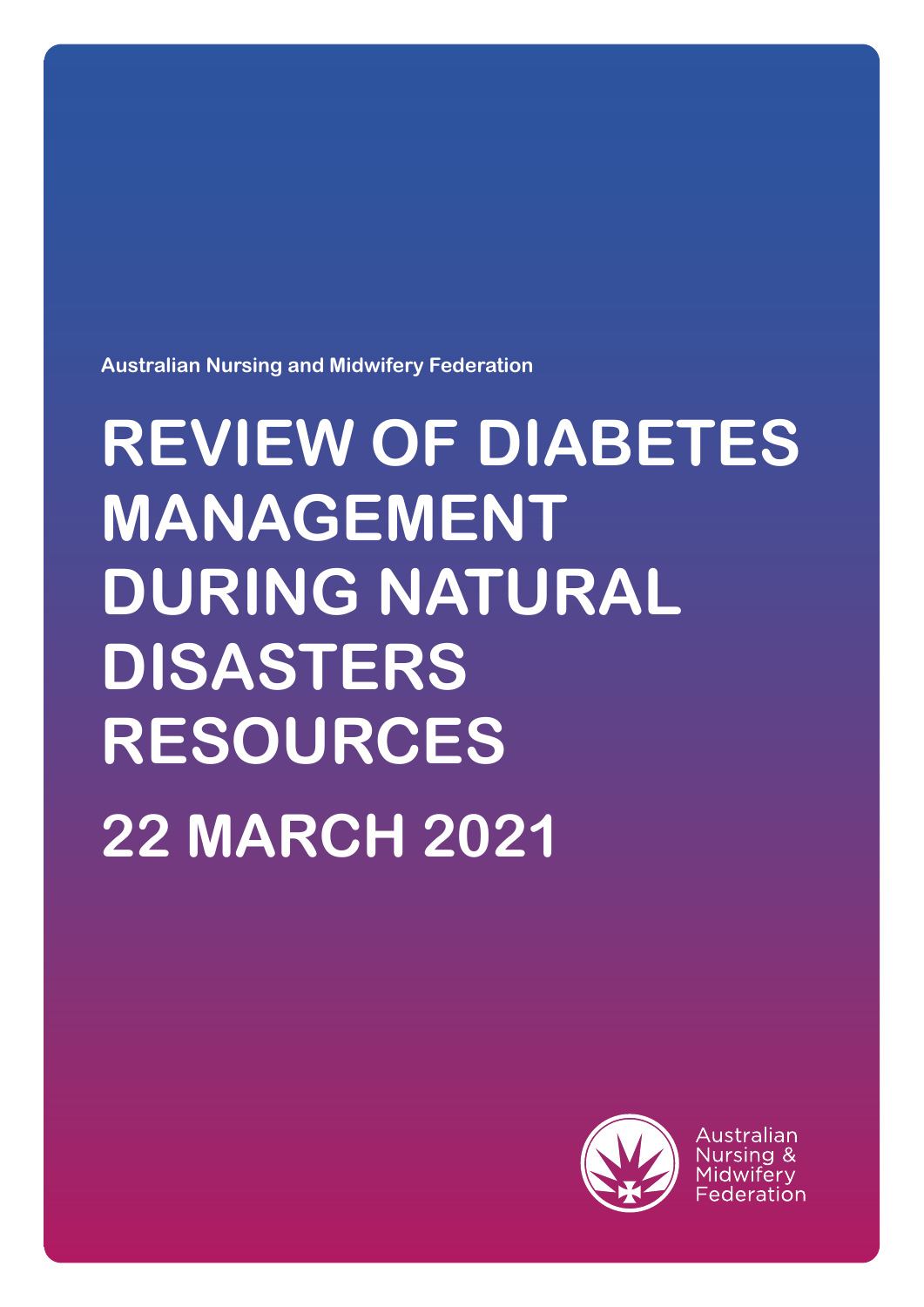Australian Nursing and Midwifery Federation

# REVIEW OF DIABETES MANAGEMENT DURING NATURAL DISASTERS RESOURCES

## 22 MARCH 2021

Australian Nursing & Midwifery Federation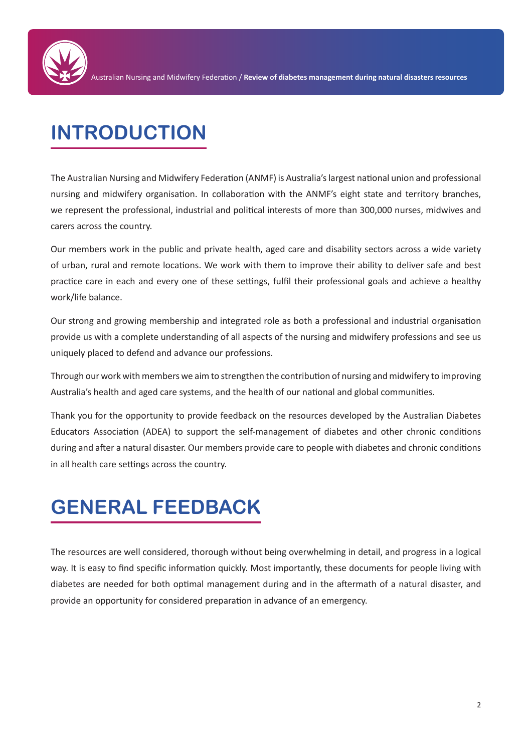# INTRODUCTION

The Australian Nursing and Midwifery Federation (ANMF) is Australia's largest national union and professional nursing and midwifery organisation. In collaboration with the ANMF's eight state and territory branches, we represent the professional, industrial and political interests of more than 300,000 nurses, midwives and carers across the country.

Our members work in the public and private health, aged care and disability sectors across a wide variety of urban, rural and remote locations. We work with them to improve their ability to deliver safe and best practice care in each and every one of these settings, fulfil their professional goals and achieve a healthy work/life balance.

Our strong and growing membership and integrated role as both a professional and industrial organisation provide us with a complete understanding of all aspects of the nursing and midwifery professions and see us uniquely placed to defend and advance our professions.

Through our work with members we aim to strengthen the contribution of nursing and midwifery to improving Australia's health and aged care systems, and the health of our national and global communities.

Thank you for the opportunity to provide feedback on the resources developed by the Australian Diabetes Educators Association (ADEA) to support the self-management of diabetes and other chronic conditions during and after a natural disaster. Our members provide care to people with diabetes and chronic conditions in all health care settings across the country.

# GENERAL FEEDBACK

The resources are well considered, thorough without being overwhelming in detail, and progress in a logical way. It is easy to find specific information quickly. Most importantly, these documents for people living with diabetes are needed for both optimal management during and in the aftermath of a natural disaster, and provide an opportunity for considered preparation in advance of an emergency.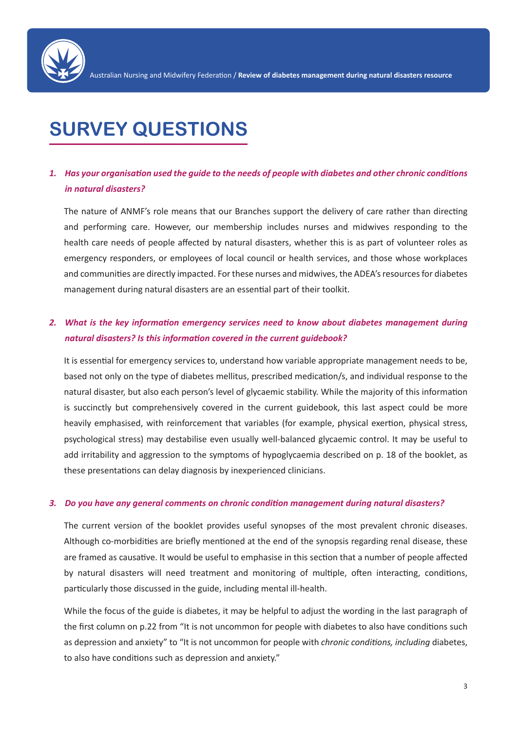# SURVEY QUESTIONS

1. ***Has your organisation used the guide to the needs of people with diabetes and other chronic conditions in natural disasters?***

   The nature of ANMF's role means that our Branches support the delivery of care rather than directing and performing care. However, our membership includes nurses and midwives responding to the health care needs of people affected by natural disasters, whether this is as part of volunteer roles as emergency responders, or employees of local council or health services, and those whose workplaces and communities are directly impacted. For these nurses and midwives, the ADEA's resources for diabetes management during natural disasters are an essential part of their toolkit.

2. ***What is the key information emergency services need to know about diabetes management during natural disasters? Is this information covered in the current guidebook?***

   It is essential for emergency services to, understand how variable appropriate management needs to be, based not only on the type of diabetes mellitus, prescribed medication/s, and individual response to the natural disaster, but also each person's level of glycaemic stability. While the majority of this information is succinctly but comprehensively covered in the current guidebook, this last aspect could be more heavily emphasised, with reinforcement that variables (for example, physical exertion, physical stress, psychological stress) may destabilise even usually well-balanced glycaemic control. It may be useful to add irritability and aggression to the symptoms of hypoglycaemia described on p. 18 of the booklet, as these presentations can delay diagnosis by inexperienced clinicians.

3. ***Do you have any general comments on chronic condition management during natural disasters?***

   The current version of the booklet provides useful synopses of the most prevalent chronic diseases. Although co-morbidities are briefly mentioned at the end of the synopsis regarding renal disease, these are framed as causative. It would be useful to emphasise in this section that a number of people affected by natural disasters will need treatment and monitoring of multiple, often interacting, conditions, particularly those discussed in the guide, including mental ill-health.

   While the focus of the guide is diabetes, it may be helpful to adjust the wording in the last paragraph of the first column on p.22 from "It is not uncommon for people with diabetes to also have conditions such as depression and anxiety" to "It is not uncommon for people with *chronic conditions, including* diabetes, to also have conditions such as depression and anxiety."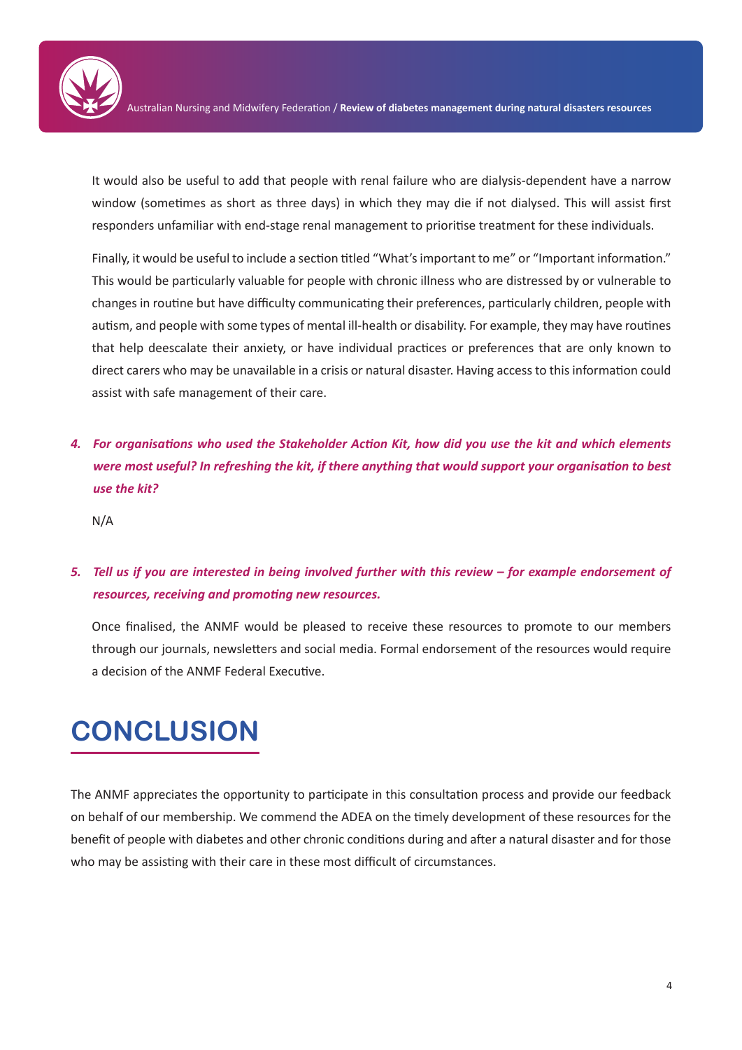It would also be useful to add that people with renal failure who are dialysis-dependent have a narrow window (sometimes as short as three days) in which they may die if not dialysed. This will assist first responders unfamiliar with end-stage renal management to prioritise treatment for these individuals.

Finally, it would be useful to include a section titled "What's important to me" or "Important information." This would be particularly valuable for people with chronic illness who are distressed by or vulnerable to changes in routine but have difficulty communicating their preferences, particularly children, people with autism, and people with some types of mental ill-health or disability. For example, they may have routines that help deescalate their anxiety, or have individual practices or preferences that are only known to direct carers who may be unavailable in a crisis or natural disaster. Having access to this information could assist with safe management of their care.

4. ***For organisations who used the Stakeholder Action Kit, how did you use the kit and which elements were most useful? In refreshing the kit, if there anything that would support your organisation to best use the kit?***

   N/A

5. ***Tell us if you are interested in being involved further with this review – for example endorsement of resources, receiving and promoting new resources.***

   Once finalised, the ANMF would be pleased to receive these resources to promote to our members through our journals, newsletters and social media. Formal endorsement of the resources would require a decision of the ANMF Federal Executive.

# CONCLUSION

The ANMF appreciates the opportunity to participate in this consultation process and provide our feedback on behalf of our membership. We commend the ADEA on the timely development of these resources for the benefit of people with diabetes and other chronic conditions during and after a natural disaster and for those who may be assisting with their care in these most difficult of circumstances.